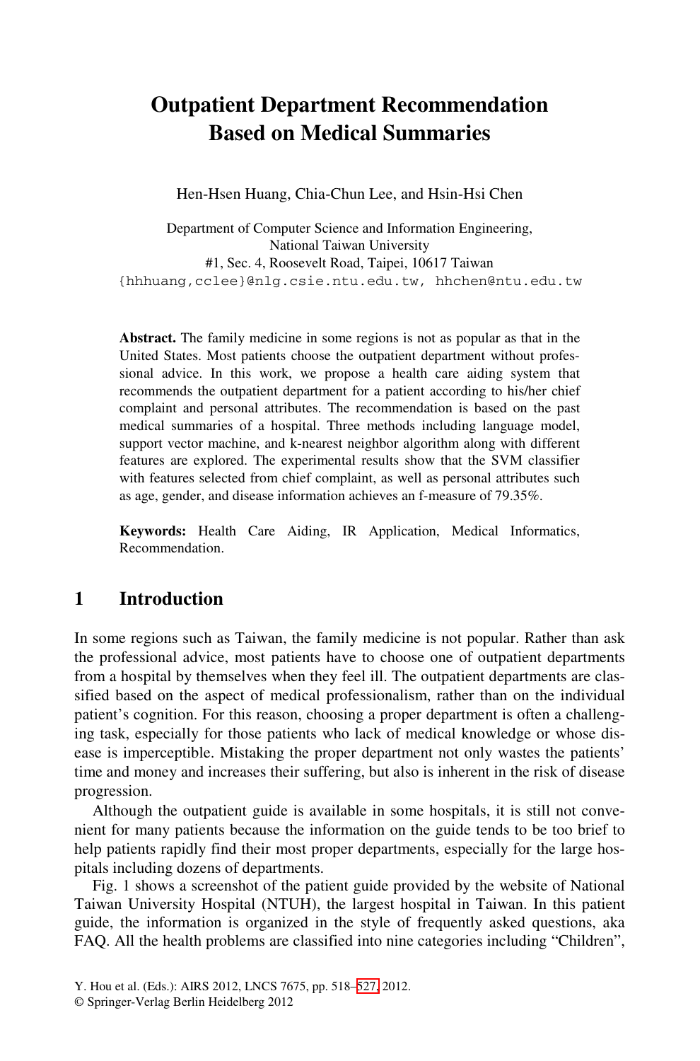# Outpatient Department Recommendation Based on Medical Summaries

Hen-Hsen Huang, Chia-Chun Lee, and Hsin-Hsi Chen

Department of Computer Science and Information Engineering,
National Taiwan University
#1, Sec. 4, Roosevelt Road, Taipei, 10617 Taiwan
{hhhuang,cclee}@nlg.csie.ntu.edu.tw, hhchen@ntu.edu.tw

**Abstract.** The family medicine in some regions is not as popular as that in the United States. Most patients choose the outpatient department without professional advice. In this work, we propose a health care aiding system that recommends the outpatient department for a patient according to his/her chief complaint and personal attributes. The recommendation is based on the past medical summaries of a hospital. Three methods including language model, support vector machine, and k-nearest neighbor algorithm along with different features are explored. The experimental results show that the SVM classifier with features selected from chief complaint, as well as personal attributes such as age, gender, and disease information achieves an f-measure of 79.35%.

**Keywords:** Health Care Aiding, IR Application, Medical Informatics, Recommendation.

## 1 Introduction

In some regions such as Taiwan, the family medicine is not popular. Rather than ask the professional advice, most patients have to choose one of outpatient departments from a hospital by themselves when they feel ill. The outpatient departments are classified based on the aspect of medical professionalism, rather than on the individual patient's cognition. For this reason, choosing a proper department is often a challenging task, especially for those patients who lack of medical knowledge or whose disease is imperceptible. Mistaking the proper department not only wastes the patients' time and money and increases their suffering, but also is inherent in the risk of disease progression.

Although the outpatient guide is available in some hospitals, it is still not convenient for many patients because the information on the guide tends to be too brief to help patients rapidly find their most proper departments, especially for the large hospitals including dozens of departments.

Fig. 1 shows a screenshot of the patient guide provided by the website of National Taiwan University Hospital (NTUH), the largest hospital in Taiwan. In this patient guide, the information is organized in the style of frequently asked questions, aka FAQ. All the health problems are classified into nine categories including "Children",

Y. Hou et al. (Eds.): AIRS 2012, LNCS 7675, pp. 518–527, 2012.
© Springer-Verlag Berlin Heidelberg 2012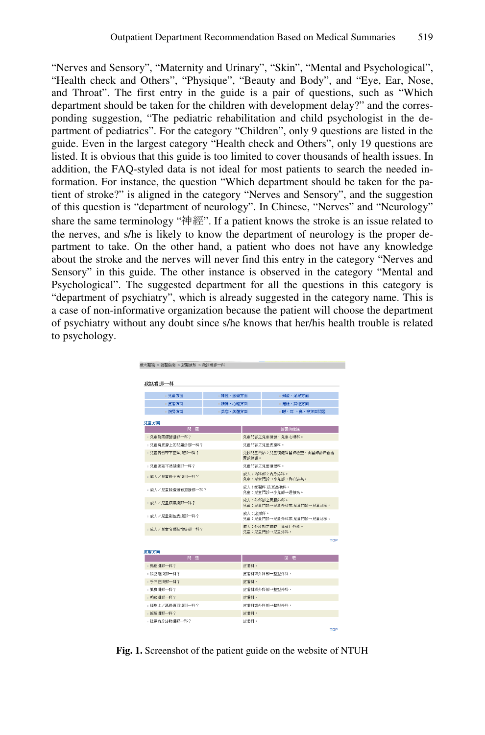"Nerves and Sensory", "Maternity and Urinary", "Skin", "Mental and Psychological", "Health check and Others", "Physique", "Beauty and Body", and "Eye, Ear, Nose, and Throat". The first entry in the guide is a pair of questions, such as "Which department should be taken for the children with development delay?" and the corresponding suggestion, "The pediatric rehabilitation and child psychologist in the department of pediatrics". For the category "Children", only 9 questions are listed in the guide. Even in the largest category "Health check and Others", only 19 questions are listed. It is obvious that this guide is too limited to cover thousands of health issues. In addition, the FAQ-styled data is not ideal for most patients to search the needed information. For instance, the question "Which department should be taken for the patient of stroke?" is aligned in the category "Nerves and Sensory", and the suggestion of this question is "department of neurology". In Chinese, "Nerves" and "Neurology" share the same terminology "神經". If a patient knows the stroke is an issue related to the nerves, and s/he is likely to know the department of neurology is the proper department to take. On the other hand, a patient who does not have any knowledge about the stroke and the nerves will never find this entry in the category "Nerves and Sensory" in this guide. The other instance is observed in the category "Mental and Psychological". The suggested department for all the questions in this category is "department of psychiatry", which is already suggested in the category name. This is a case of non-informative organization because the patient will choose the department of psychiatry without any doubt since s/he knows that her/his health trouble is related to psychology.

**Fig. 1.** Screenshot of the patient guide on the website of NTUH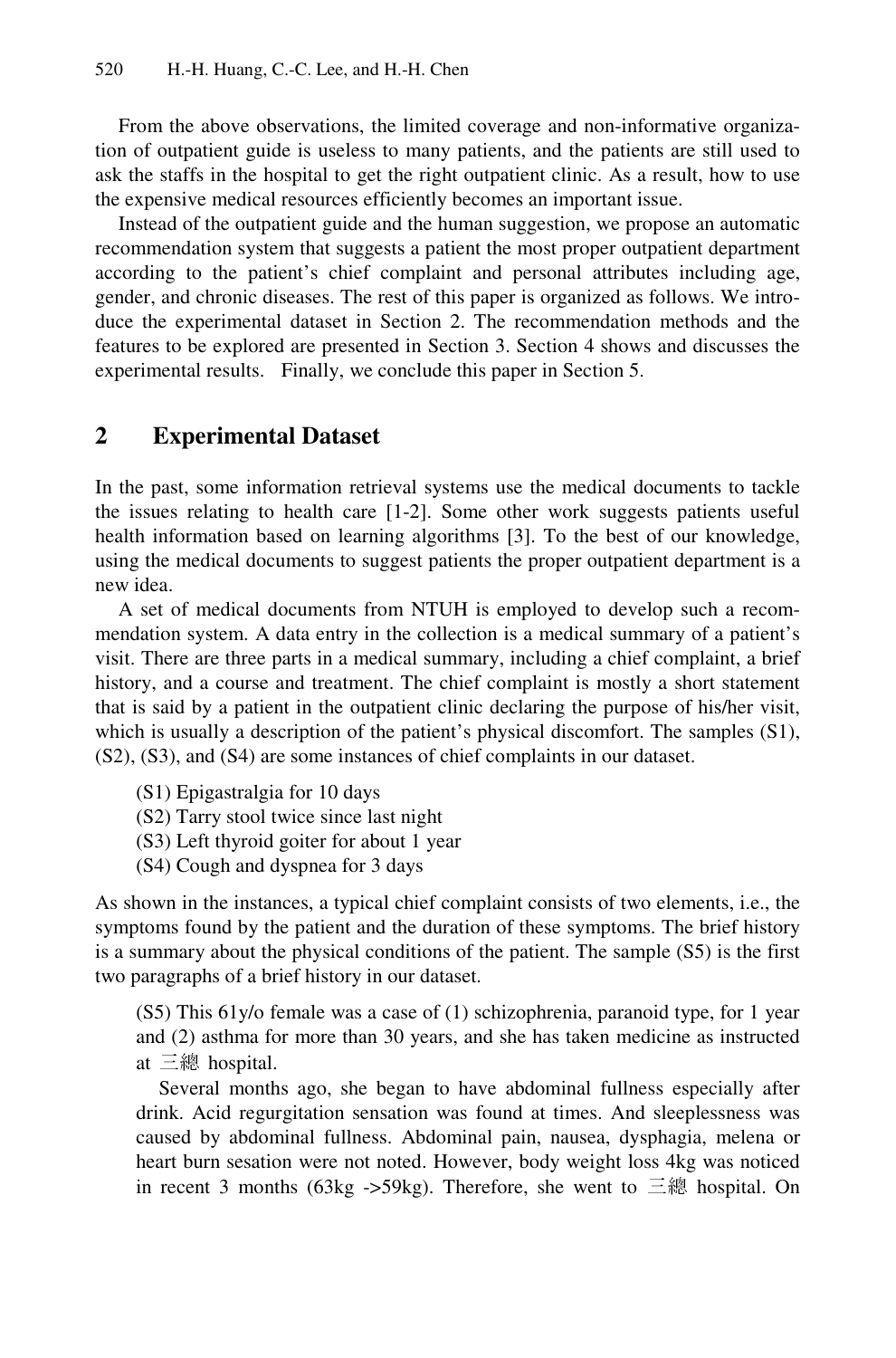From the above observations, the limited coverage and non-informative organization of outpatient guide is useless to many patients, and the patients are still used to ask the staffs in the hospital to get the right outpatient clinic. As a result, how to use the expensive medical resources efficiently becomes an important issue.

Instead of the outpatient guide and the human suggestion, we propose an automatic recommendation system that suggests a patient the most proper outpatient department according to the patient's chief complaint and personal attributes including age, gender, and chronic diseases. The rest of this paper is organized as follows. We introduce the experimental dataset in Section 2. The recommendation methods and the features to be explored are presented in Section 3. Section 4 shows and discusses the experimental results. Finally, we conclude this paper in Section 5.

## 2 Experimental Dataset

In the past, some information retrieval systems use the medical documents to tackle the issues relating to health care [1-2]. Some other work suggests patients useful health information based on learning algorithms [3]. To the best of our knowledge, using the medical documents to suggest patients the proper outpatient department is a new idea.

A set of medical documents from NTUH is employed to develop such a recommendation system. A data entry in the collection is a medical summary of a patient's visit. There are three parts in a medical summary, including a chief complaint, a brief history, and a course and treatment. The chief complaint is mostly a short statement that is said by a patient in the outpatient clinic declaring the purpose of his/her visit, which is usually a description of the patient's physical discomfort. The samples (S1), (S2), (S3), and (S4) are some instances of chief complaints in our dataset.

(S1) Epigastralgia for 10 days
(S2) Tarry stool twice since last night
(S3) Left thyroid goiter for about 1 year
(S4) Cough and dyspnea for 3 days

As shown in the instances, a typical chief complaint consists of two elements, i.e., the symptoms found by the patient and the duration of these symptoms. The brief history is a summary about the physical conditions of the patient. The sample (S5) is the first two paragraphs of a brief history in our dataset.

(S5) This 61y/o female was a case of (1) schizophrenia, paranoid type, for 1 year and (2) asthma for more than 30 years, and she has taken medicine as instructed at 三總 hospital.

Several months ago, she began to have abdominal fullness especially after drink. Acid regurgitation sensation was found at times. And sleeplessness was caused by abdominal fullness. Abdominal pain, nausea, dysphagia, melena or heart burn sesation were not noted. However, body weight loss 4kg was noticed in recent 3 months (63kg ->59kg). Therefore, she went to 三總 hospital. On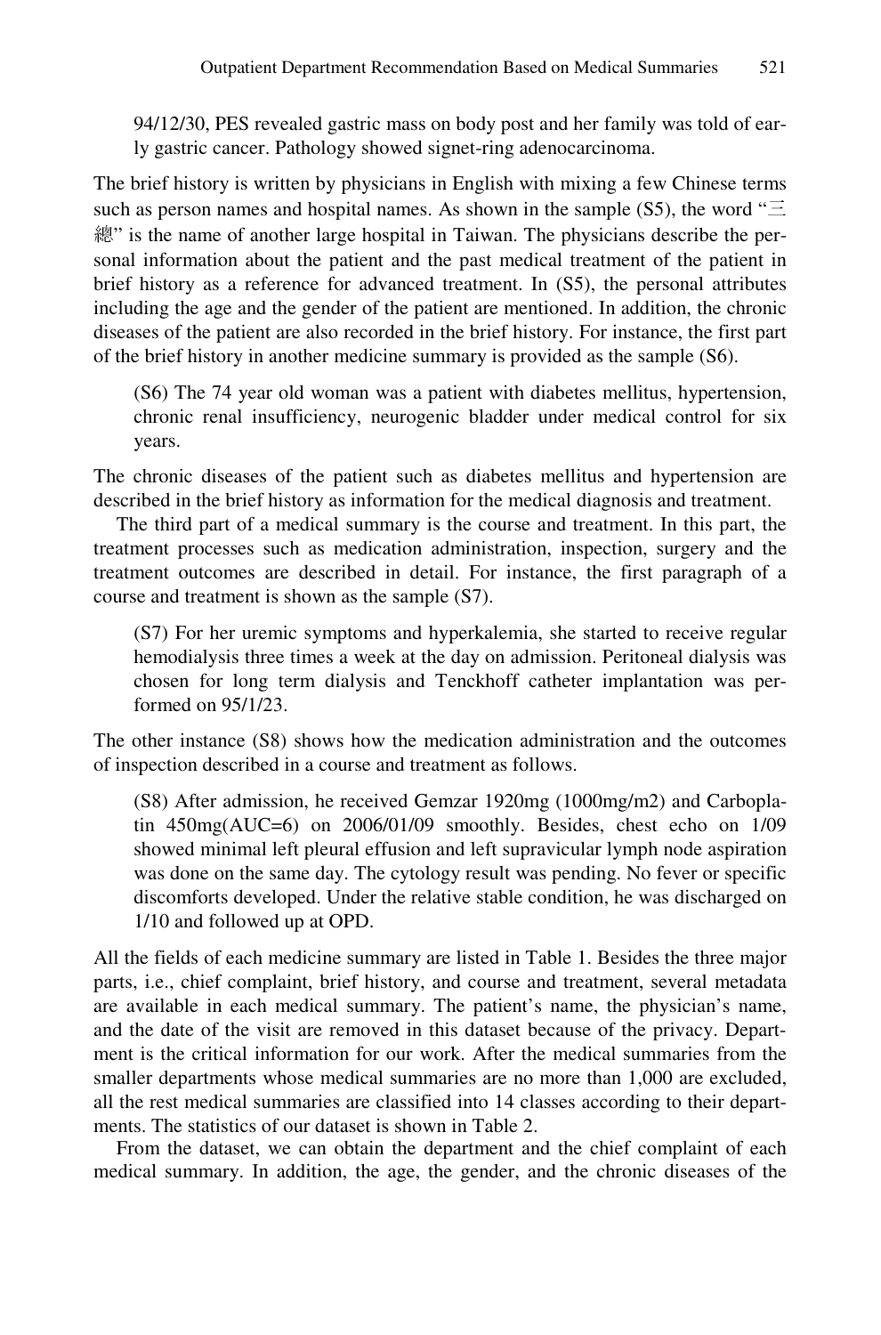94/12/30, PES revealed gastric mass on body post and her family was told of early gastric cancer. Pathology showed signet-ring adenocarcinoma.

The brief history is written by physicians in English with mixing a few Chinese terms such as person names and hospital names. As shown in the sample (S5), the word "三總" is the name of another large hospital in Taiwan. The physicians describe the personal information about the patient and the past medical treatment of the patient in brief history as a reference for advanced treatment. In (S5), the personal attributes including the age and the gender of the patient are mentioned. In addition, the chronic diseases of the patient are also recorded in the brief history. For instance, the first part of the brief history in another medicine summary is provided as the sample (S6).

> (S6) The 74 year old woman was a patient with diabetes mellitus, hypertension, chronic renal insufficiency, neurogenic bladder under medical control for six years.

The chronic diseases of the patient such as diabetes mellitus and hypertension are described in the brief history as information for the medical diagnosis and treatment.

The third part of a medical summary is the course and treatment. In this part, the treatment processes such as medication administration, inspection, surgery and the treatment outcomes are described in detail. For instance, the first paragraph of a course and treatment is shown as the sample (S7).

> (S7) For her uremic symptoms and hyperkalemia, she started to receive regular hemodialysis three times a week at the day on admission. Peritoneal dialysis was chosen for long term dialysis and Tenckhoff catheter implantation was performed on 95/1/23.

The other instance (S8) shows how the medication administration and the outcomes of inspection described in a course and treatment as follows.

> (S8) After admission, he received Gemzar 1920mg (1000mg/m2) and Carboplatin 450mg(AUC=6) on 2006/01/09 smoothly. Besides, chest echo on 1/09 showed minimal left pleural effusion and left supravicular lymph node aspiration was done on the same day. The cytology result was pending. No fever or specific discomforts developed. Under the relative stable condition, he was discharged on 1/10 and followed up at OPD.

All the fields of each medicine summary are listed in Table 1. Besides the three major parts, i.e., chief complaint, brief history, and course and treatment, several metadata are available in each medical summary. The patient's name, the physician's name, and the date of the visit are removed in this dataset because of the privacy. Department is the critical information for our work. After the medical summaries from the smaller departments whose medical summaries are no more than 1,000 are excluded, all the rest medical summaries are classified into 14 classes according to their departments. The statistics of our dataset is shown in Table 2.

From the dataset, we can obtain the department and the chief complaint of each medical summary. In addition, the age, the gender, and the chronic diseases of the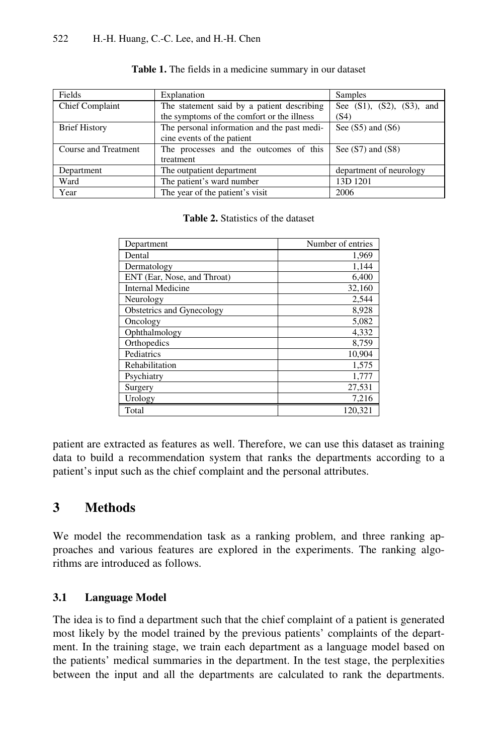**Table 1.** The fields in a medicine summary in our dataset

| Fields | Explanation | Samples |
|---|---|---|
| Chief Complaint | The statement said by a patient describing the symptoms of the comfort or the illness | See (S1), (S2), (S3), and (S4) |
| Brief History | The personal information and the past medicine events of the patient | See (S5) and (S6) |
| Course and Treatment | The processes and the outcomes of this treatment | See (S7) and (S8) |
| Department | The outpatient department | department of neurology |
| Ward | The patient's ward number | 13D 1201 |
| Year | The year of the patient's visit | 2006 |

**Table 2.** Statistics of the dataset

| Department | Number of entries |
|---|---:|
| Dental | 1,969 |
| Dermatology | 1,144 |
| ENT (Ear, Nose, and Throat) | 6,400 |
| Internal Medicine | 32,160 |
| Neurology | 2,544 |
| Obstetrics and Gynecology | 8,928 |
| Oncology | 5,082 |
| Ophthalmology | 4,332 |
| Orthopedics | 8,759 |
| Pediatrics | 10,904 |
| Rehabilitation | 1,575 |
| Psychiatry | 1,777 |
| Surgery | 27,531 |
| Urology | 7,216 |
| Total | 120,321 |

patient are extracted as features as well. Therefore, we can use this dataset as training data to build a recommendation system that ranks the departments according to a patient's input such as the chief complaint and the personal attributes.

## 3 Methods

We model the recommendation task as a ranking problem, and three ranking approaches and various features are explored in the experiments. The ranking algorithms are introduced as follows.

### 3.1 Language Model

The idea is to find a department such that the chief complaint of a patient is generated most likely by the model trained by the previous patients' complaints of the department. In the training stage, we train each department as a language model based on the patients' medical summaries in the department. In the test stage, the perplexities between the input and all the departments are calculated to rank the departments.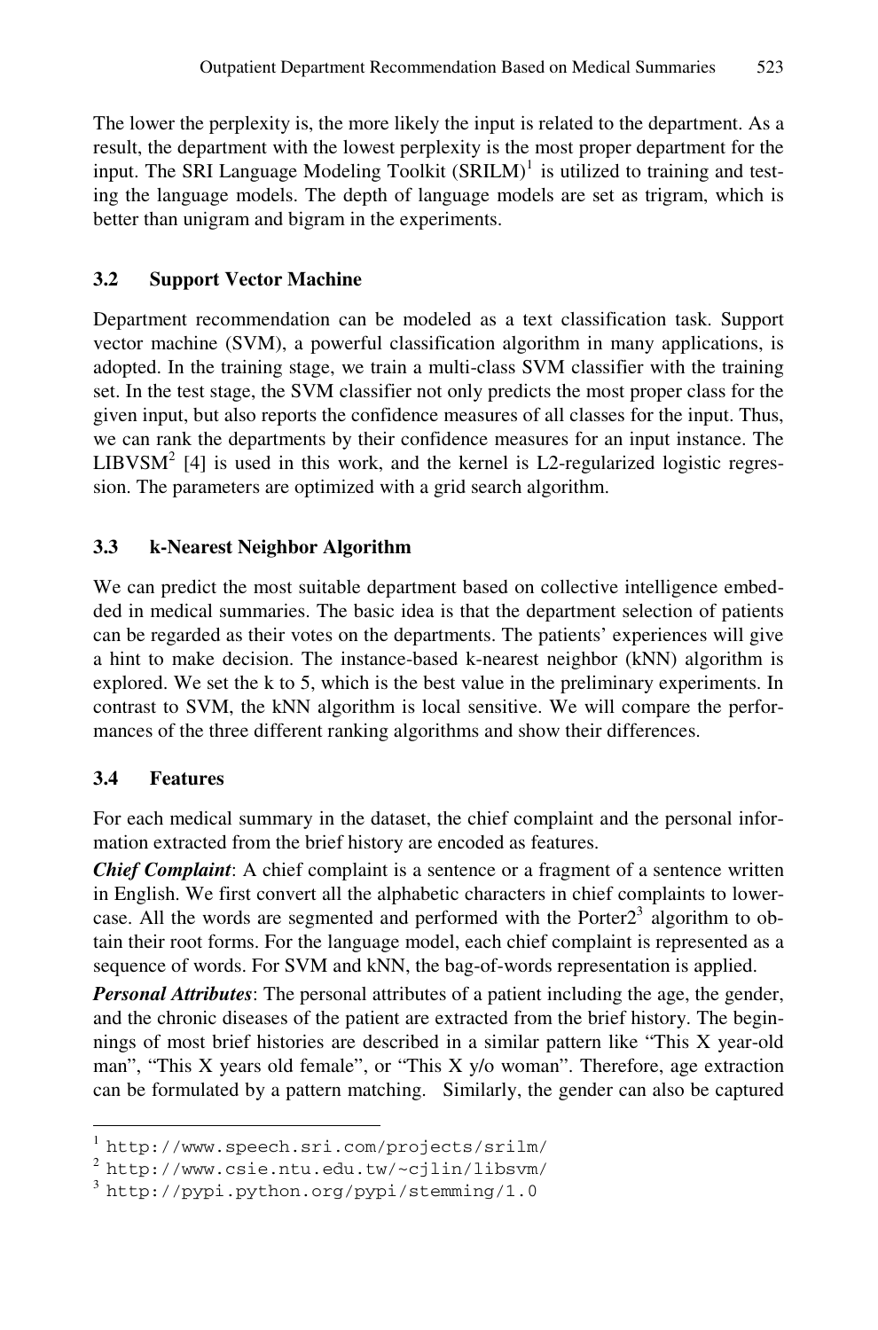The lower the perplexity is, the more likely the input is related to the department. As a result, the department with the lowest perplexity is the most proper department for the input. The SRI Language Modeling Toolkit (SRILM)[1] is utilized to training and testing the language models. The depth of language models are set as trigram, which is better than unigram and bigram in the experiments.

### 3.2 Support Vector Machine

Department recommendation can be modeled as a text classification task. Support vector machine (SVM), a powerful classification algorithm in many applications, is adopted. In the training stage, we train a multi-class SVM classifier with the training set. In the test stage, the SVM classifier not only predicts the most proper class for the given input, but also reports the confidence measures of all classes for the input. Thus, we can rank the departments by their confidence measures for an input instance. The LIBVSM[2] [4] is used in this work, and the kernel is L2-regularized logistic regression. The parameters are optimized with a grid search algorithm.

### 3.3 k-Nearest Neighbor Algorithm

We can predict the most suitable department based on collective intelligence embedded in medical summaries. The basic idea is that the department selection of patients can be regarded as their votes on the departments. The patients' experiences will give a hint to make decision. The instance-based k-nearest neighbor (kNN) algorithm is explored. We set the k to 5, which is the best value in the preliminary experiments. In contrast to SVM, the kNN algorithm is local sensitive. We will compare the performances of the three different ranking algorithms and show their differences.

### 3.4 Features

For each medical summary in the dataset, the chief complaint and the personal information extracted from the brief history are encoded as features.

***Chief Complaint***: A chief complaint is a sentence or a fragment of a sentence written in English. We first convert all the alphabetic characters in chief complaints to lowercase. All the words are segmented and performed with the Porter2[3] algorithm to obtain their root forms. For the language model, each chief complaint is represented as a sequence of words. For SVM and kNN, the bag-of-words representation is applied.

***Personal Attributes***: The personal attributes of a patient including the age, the gender, and the chronic diseases of the patient are extracted from the brief history. The beginnings of most brief histories are described in a similar pattern like "This X year-old man", "This X years old female", or "This X y/o woman". Therefore, age extraction can be formulated by a pattern matching. Similarly, the gender can also be captured

---

[1] http://www.speech.sri.com/projects/srilm/

[2] http://www.csie.ntu.edu.tw/~cjlin/libsvm/

[3] http://pypi.python.org/pypi/stemming/1.0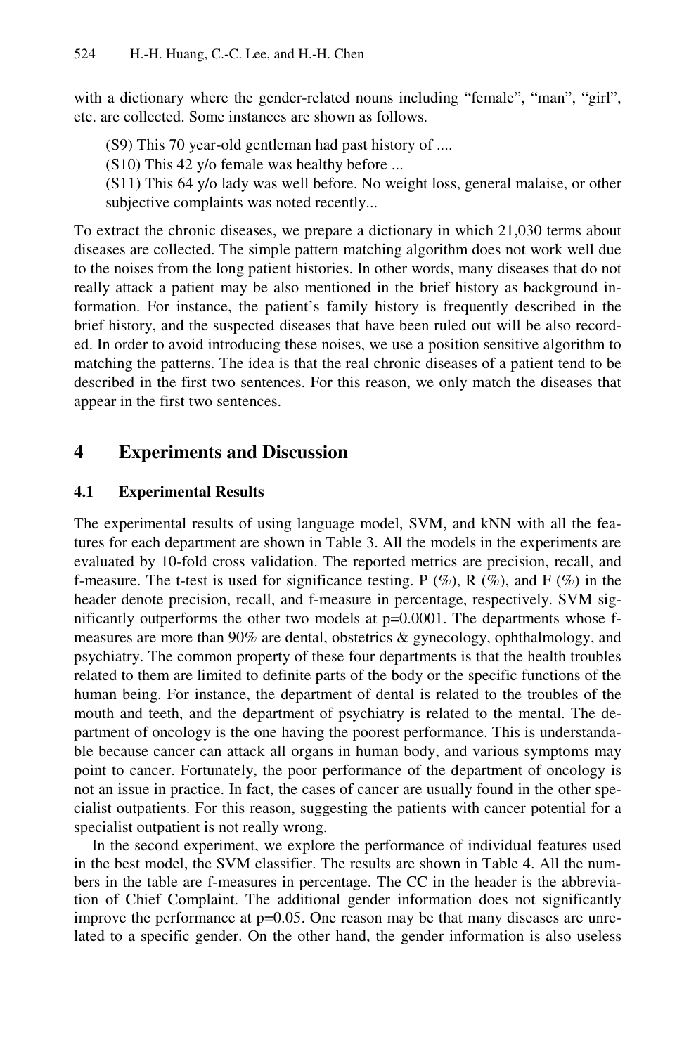with a dictionary where the gender-related nouns including "female", "man", "girl", etc. are collected. Some instances are shown as follows.

(S9) This 70 year-old gentleman had past history of ....

(S10) This 42 y/o female was healthy before ...

(S11) This 64 y/o lady was well before. No weight loss, general malaise, or other subjective complaints was noted recently...

To extract the chronic diseases, we prepare a dictionary in which 21,030 terms about diseases are collected. The simple pattern matching algorithm does not work well due to the noises from the long patient histories. In other words, many diseases that do not really attack a patient may be also mentioned in the brief history as background information. For instance, the patient's family history is frequently described in the brief history, and the suspected diseases that have been ruled out will be also recorded. In order to avoid introducing these noises, we use a position sensitive algorithm to matching the patterns. The idea is that the real chronic diseases of a patient tend to be described in the first two sentences. For this reason, we only match the diseases that appear in the first two sentences.

## 4 Experiments and Discussion

### 4.1 Experimental Results

The experimental results of using language model, SVM, and kNN with all the features for each department are shown in Table 3. All the models in the experiments are evaluated by 10-fold cross validation. The reported metrics are precision, recall, and f-measure. The t-test is used for significance testing. P (%), R (%), and F (%) in the header denote precision, recall, and f-measure in percentage, respectively. SVM significantly outperforms the other two models at p=0.0001. The departments whose f-measures are more than 90% are dental, obstetrics & gynecology, ophthalmology, and psychiatry. The common property of these four departments is that the health troubles related to them are limited to definite parts of the body or the specific functions of the human being. For instance, the department of dental is related to the troubles of the mouth and teeth, and the department of psychiatry is related to the mental. The department of oncology is the one having the poorest performance. This is understandable because cancer can attack all organs in human body, and various symptoms may point to cancer. Fortunately, the poor performance of the department of oncology is not an issue in practice. In fact, the cases of cancer are usually found in the other specialist outpatients. For this reason, suggesting the patients with cancer potential for a specialist outpatient is not really wrong.

In the second experiment, we explore the performance of individual features used in the best model, the SVM classifier. The results are shown in Table 4. All the numbers in the table are f-measures in percentage. The CC in the header is the abbreviation of Chief Complaint. The additional gender information does not significantly improve the performance at p=0.05. One reason may be that many diseases are unrelated to a specific gender. On the other hand, the gender information is also useless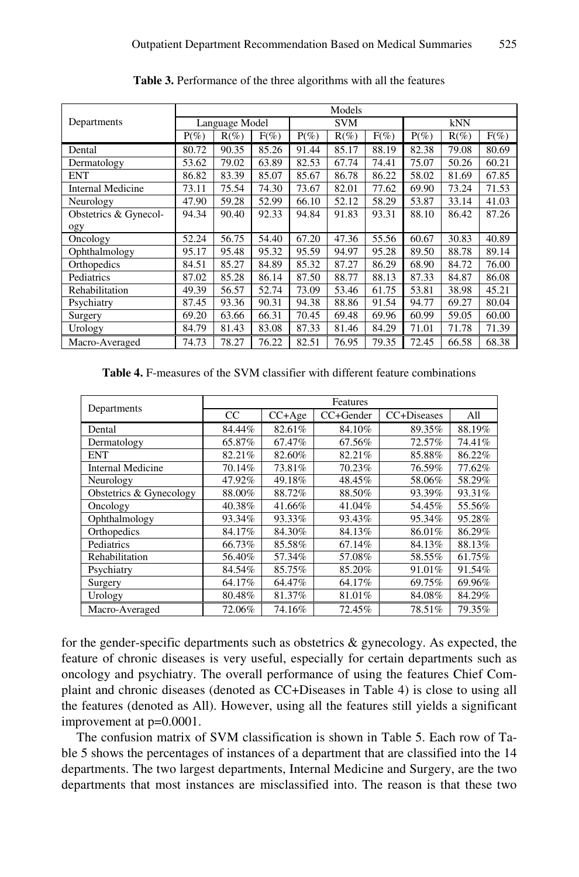**Table 3.** Performance of the three algorithms with all the features

| Departments | Models | | | | | | | | |
|---|---|---|---|---|---|---|---|---|---|
| | Language Model | | | SVM | | | kNN | | |
| | P(%) | R(%) | F(%) | P(%) | R(%) | F(%) | P(%) | R(%) | F(%) |
| Dental | 80.72 | 90.35 | 85.26 | 91.44 | 85.17 | 88.19 | 82.38 | 79.08 | 80.69 |
| Dermatology | 53.62 | 79.02 | 63.89 | 82.53 | 67.74 | 74.41 | 75.07 | 50.26 | 60.21 |
| ENT | 86.82 | 83.39 | 85.07 | 85.67 | 86.78 | 86.22 | 58.02 | 81.69 | 67.85 |
| Internal Medicine | 73.11 | 75.54 | 74.30 | 73.67 | 82.01 | 77.62 | 69.90 | 73.24 | 71.53 |
| Neurology | 47.90 | 59.28 | 52.99 | 66.10 | 52.12 | 58.29 | 53.87 | 33.14 | 41.03 |
| Obstetrics & Gynecology | 94.34 | 90.40 | 92.33 | 94.84 | 91.83 | 93.31 | 88.10 | 86.42 | 87.26 |
| Oncology | 52.24 | 56.75 | 54.40 | 67.20 | 47.36 | 55.56 | 60.67 | 30.83 | 40.89 |
| Ophthalmology | 95.17 | 95.48 | 95.32 | 95.59 | 94.97 | 95.28 | 89.50 | 88.78 | 89.14 |
| Orthopedics | 84.51 | 85.27 | 84.89 | 85.32 | 87.27 | 86.29 | 68.90 | 84.72 | 76.00 |
| Pediatrics | 87.02 | 85.28 | 86.14 | 87.50 | 88.77 | 88.13 | 87.33 | 84.87 | 86.08 |
| Rehabilitation | 49.39 | 56.57 | 52.74 | 73.09 | 53.46 | 61.75 | 53.81 | 38.98 | 45.21 |
| Psychiatry | 87.45 | 93.36 | 90.31 | 94.38 | 88.86 | 91.54 | 94.77 | 69.27 | 80.04 |
| Surgery | 69.20 | 63.66 | 66.31 | 70.45 | 69.48 | 69.96 | 60.99 | 59.05 | 60.00 |
| Urology | 84.79 | 81.43 | 83.08 | 87.33 | 81.46 | 84.29 | 71.01 | 71.78 | 71.39 |
| Macro-Averaged | 74.73 | 78.27 | 76.22 | 82.51 | 76.95 | 79.35 | 72.45 | 66.58 | 68.38 |

**Table 4.** F-measures of the SVM classifier with different feature combinations

| Departments | Features | | | | |
|---|---|---|---|---|---|
| | CC | CC+Age | CC+Gender | CC+Diseases | All |
| Dental | 84.44% | 82.61% | 84.10% | 89.35% | 88.19% |
| Dermatology | 65.87% | 67.47% | 67.56% | 72.57% | 74.41% |
| ENT | 82.21% | 82.60% | 82.21% | 85.88% | 86.22% |
| Internal Medicine | 70.14% | 73.81% | 70.23% | 76.59% | 77.62% |
| Neurology | 47.92% | 49.18% | 48.45% | 58.06% | 58.29% |
| Obstetrics & Gynecology | 88.00% | 88.72% | 88.50% | 93.39% | 93.31% |
| Oncology | 40.38% | 41.66% | 41.04% | 54.45% | 55.56% |
| Ophthalmology | 93.34% | 93.33% | 93.43% | 95.34% | 95.28% |
| Orthopedics | 84.17% | 84.30% | 84.13% | 86.01% | 86.29% |
| Pediatrics | 66.73% | 85.58% | 67.14% | 84.13% | 88.13% |
| Rehabilitation | 56.40% | 57.34% | 57.08% | 58.55% | 61.75% |
| Psychiatry | 84.54% | 85.75% | 85.20% | 91.01% | 91.54% |
| Surgery | 64.17% | 64.47% | 64.17% | 69.75% | 69.96% |
| Urology | 80.48% | 81.37% | 81.01% | 84.08% | 84.29% |
| Macro-Averaged | 72.06% | 74.16% | 72.45% | 78.51% | 79.35% |

for the gender-specific departments such as obstetrics & gynecology. As expected, the feature of chronic diseases is very useful, especially for certain departments such as oncology and psychiatry. The overall performance of using the features Chief Complaint and chronic diseases (denoted as CC+Diseases in Table 4) is close to using all the features (denoted as All). However, using all the features still yields a significant improvement at $p=0.0001$.

The confusion matrix of SVM classification is shown in Table 5. Each row of Table 5 shows the percentages of instances of a department that are classified into the 14 departments. The two largest departments, Internal Medicine and Surgery, are the two departments that most instances are misclassified into. The reason is that these two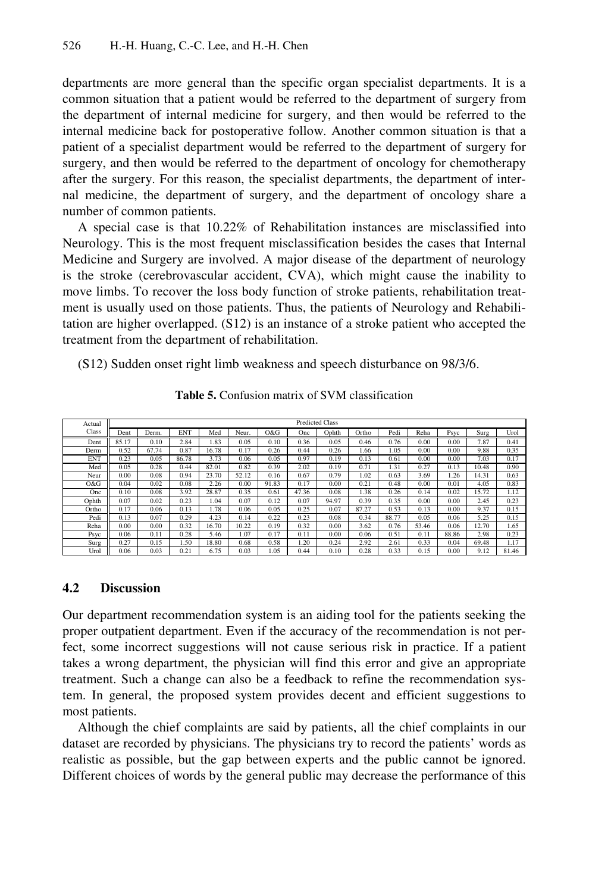departments are more general than the specific organ specialist departments. It is a common situation that a patient would be referred to the department of surgery from the department of internal medicine for surgery, and then would be referred to the internal medicine back for postoperative follow. Another common situation is that a patient of a specialist department would be referred to the department of surgery for surgery, and then would be referred to the department of oncology for chemotherapy after the surgery. For this reason, the specialist departments, the department of internal medicine, the department of surgery, and the department of oncology share a number of common patients.

A special case is that 10.22% of Rehabilitation instances are misclassified into Neurology. This is the most frequent misclassification besides the cases that Internal Medicine and Surgery are involved. A major disease of the department of neurology is the stroke (cerebrovascular accident, CVA), which might cause the inability to move limbs. To recover the loss body function of stroke patients, rehabilitation treatment is usually used on those patients. Thus, the patients of Neurology and Rehabilitation are higher overlapped. (S12) is an instance of a stroke patient who accepted the treatment from the department of rehabilitation.

(S12) Sudden onset right limb weakness and speech disturbance on 98/3/6.

**Table 5.** Confusion matrix of SVM classification

| Actual Class | Predicted Class | | | | | | | | | | | | | |
|---|---|---|---|---|---|---|---|---|---|---|---|---|---|---|
| | Dent | Derm. | ENT | Med | Neur. | O&G | Onc | Ophth | Ortho | Pedi | Reha | Psyc | Surg | Urol |
| Dent | 85.17 | 0.10 | 2.84 | 1.83 | 0.05 | 0.10 | 0.36 | 0.05 | 0.46 | 0.76 | 0.00 | 0.00 | 7.87 | 0.41 |
| Derm | 0.52 | 67.74 | 0.87 | 16.78 | 0.17 | 0.26 | 0.44 | 0.26 | 1.66 | 1.05 | 0.00 | 0.00 | 9.88 | 0.35 |
| ENT | 0.23 | 0.05 | 86.78 | 3.73 | 0.06 | 0.05 | 0.97 | 0.19 | 0.13 | 0.61 | 0.00 | 0.00 | 7.03 | 0.17 |
| Med | 0.05 | 0.28 | 0.44 | 82.01 | 0.82 | 0.39 | 2.02 | 0.19 | 0.71 | 1.31 | 0.27 | 0.13 | 10.48 | 0.90 |
| Neur | 0.00 | 0.08 | 0.94 | 23.70 | 52.12 | 0.16 | 0.67 | 0.79 | 1.02 | 0.63 | 3.69 | 1.26 | 14.31 | 0.63 |
| O&G | 0.04 | 0.02 | 0.08 | 2.26 | 0.00 | 91.83 | 0.17 | 0.00 | 0.21 | 0.48 | 0.00 | 0.01 | 4.05 | 0.83 |
| Onc | 0.10 | 0.08 | 3.92 | 28.87 | 0.35 | 0.61 | 47.36 | 0.08 | 1.38 | 0.26 | 0.14 | 0.02 | 15.72 | 1.12 |
| Ophth | 0.07 | 0.02 | 0.23 | 1.04 | 0.07 | 0.12 | 0.07 | 94.97 | 0.39 | 0.35 | 0.00 | 0.00 | 2.45 | 0.23 |
| Ortho | 0.17 | 0.06 | 0.13 | 1.78 | 0.06 | 0.05 | 0.25 | 0.07 | 87.27 | 0.53 | 0.13 | 0.00 | 9.37 | 0.15 |
| Pedi | 0.13 | 0.07 | 0.29 | 4.23 | 0.14 | 0.22 | 0.23 | 0.08 | 0.34 | 88.77 | 0.05 | 0.06 | 5.25 | 0.15 |
| Reha | 0.00 | 0.00 | 0.32 | 16.70 | 10.22 | 0.19 | 0.32 | 0.00 | 3.62 | 0.76 | 53.46 | 0.06 | 12.70 | 1.65 |
| Psyc | 0.06 | 0.11 | 0.28 | 5.46 | 1.07 | 0.17 | 0.11 | 0.00 | 0.06 | 0.51 | 0.11 | 88.86 | 2.98 | 0.23 |
| Surg | 0.27 | 0.15 | 1.50 | 18.80 | 0.68 | 0.58 | 1.20 | 0.24 | 2.92 | 2.61 | 0.33 | 0.04 | 69.48 | 1.17 |
| Urol | 0.06 | 0.03 | 0.21 | 6.75 | 0.03 | 1.05 | 0.44 | 0.10 | 0.28 | 0.33 | 0.15 | 0.00 | 9.12 | 81.46 |

### 4.2 Discussion

Our department recommendation system is an aiding tool for the patients seeking the proper outpatient department. Even if the accuracy of the recommendation is not perfect, some incorrect suggestions will not cause serious risk in practice. If a patient takes a wrong department, the physician will find this error and give an appropriate treatment. Such a change can also be a feedback to refine the recommendation system. In general, the proposed system provides decent and efficient suggestions to most patients.

Although the chief complaints are said by patients, all the chief complaints in our dataset are recorded by physicians. The physicians try to record the patients' words as realistic as possible, but the gap between experts and the public cannot be ignored. Different choices of words by the general public may decrease the performance of this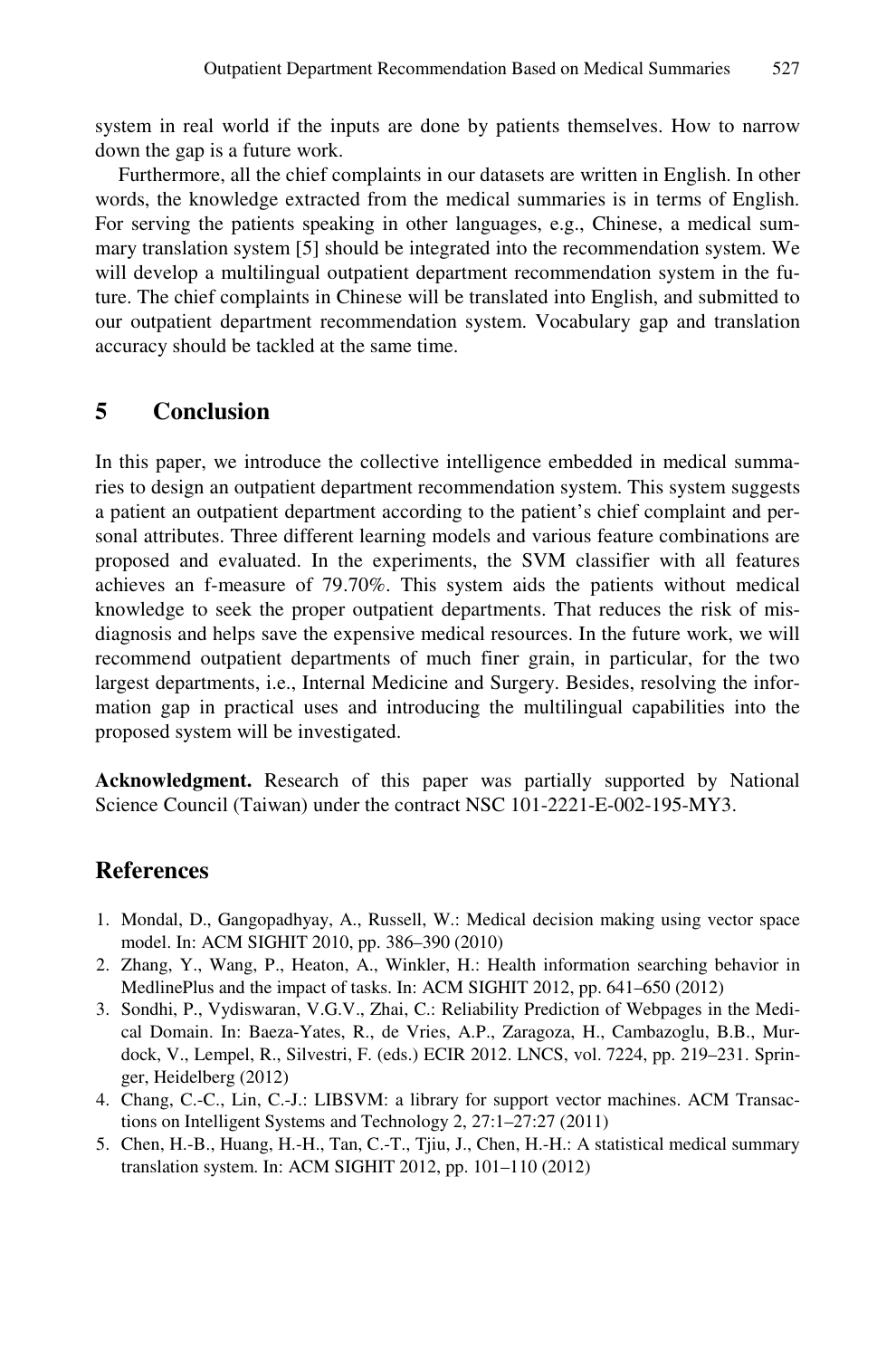system in real world if the inputs are done by patients themselves. How to narrow down the gap is a future work.

Furthermore, all the chief complaints in our datasets are written in English. In other words, the knowledge extracted from the medical summaries is in terms of English. For serving the patients speaking in other languages, e.g., Chinese, a medical summary translation system [5] should be integrated into the recommendation system. We will develop a multilingual outpatient department recommendation system in the future. The chief complaints in Chinese will be translated into English, and submitted to our outpatient department recommendation system. Vocabulary gap and translation accuracy should be tackled at the same time.

## 5 Conclusion

In this paper, we introduce the collective intelligence embedded in medical summaries to design an outpatient department recommendation system. This system suggests a patient an outpatient department according to the patient's chief complaint and personal attributes. Three different learning models and various feature combinations are proposed and evaluated. In the experiments, the SVM classifier with all features achieves an f-measure of 79.70%. This system aids the patients without medical knowledge to seek the proper outpatient departments. That reduces the risk of misdiagnosis and helps save the expensive medical resources. In the future work, we will recommend outpatient departments of much finer grain, in particular, for the two largest departments, i.e., Internal Medicine and Surgery. Besides, resolving the information gap in practical uses and introducing the multilingual capabilities into the proposed system will be investigated.

**Acknowledgment.** Research of this paper was partially supported by National Science Council (Taiwan) under the contract NSC 101-2221-E-002-195-MY3.

## References

1. Mondal, D., Gangopadhyay, A., Russell, W.: Medical decision making using vector space model. In: ACM SIGHIT 2010, pp. 386–390 (2010)
2. Zhang, Y., Wang, P., Heaton, A., Winkler, H.: Health information searching behavior in MedlinePlus and the impact of tasks. In: ACM SIGHIT 2012, pp. 641–650 (2012)
3. Sondhi, P., Vydiswaran, V.G.V., Zhai, C.: Reliability Prediction of Webpages in the Medical Domain. In: Baeza-Yates, R., de Vries, A.P., Zaragoza, H., Cambazoglu, B.B., Murdock, V., Lempel, R., Silvestri, F. (eds.) ECIR 2012. LNCS, vol. 7224, pp. 219–231. Springer, Heidelberg (2012)
4. Chang, C.-C., Lin, C.-J.: LIBSVM: a library for support vector machines. ACM Transactions on Intelligent Systems and Technology 2, 27:1–27:27 (2011)
5. Chen, H.-B., Huang, H.-H., Tan, C.-T., Tjiu, J., Chen, H.-H.: A statistical medical summary translation system. In: ACM SIGHIT 2012, pp. 101–110 (2012)